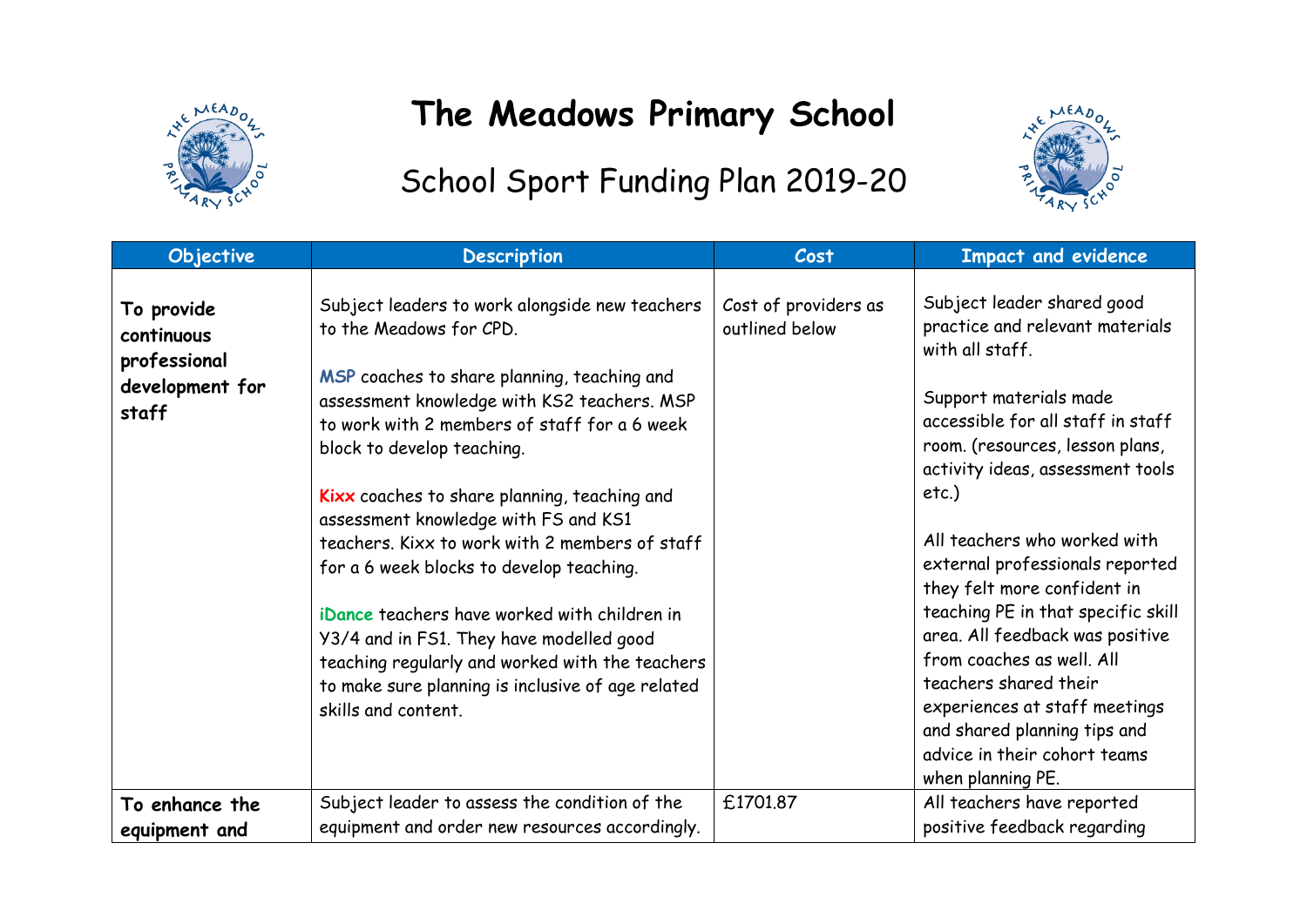# The Meadows Primary School

## School Sport Funding Plan 2019-20

| Objective | Description | Cost | Impact and evidence |
| --- | --- | --- | --- |
| **To provide continuous professional development for staff** | Subject leaders to work alongside new teachers to the Meadows for CPD.<br><br>MSP coaches to share planning, teaching and assessment knowledge with KS2 teachers. MSP to work with 2 members of staff for a 6 week block to develop teaching.<br><br>Kixx coaches to share planning, teaching and assessment knowledge with FS and KS1 teachers. Kixx to work with 2 members of staff for a 6 week blocks to develop teaching.<br><br>iDance teachers have worked with children in Y3/4 and in FS1. They have modelled good teaching regularly and worked with the teachers to make sure planning is inclusive of age related skills and content. | Cost of providers as outlined below | Subject leader shared good practice and relevant materials with all staff.<br><br>Support materials made accessible for all staff in staff room. (resources, lesson plans, activity ideas, assessment tools etc.)<br><br>All teachers who worked with external professionals reported they felt more confident in teaching PE in that specific skill area. All feedback was positive from coaches as well. All teachers shared their experiences at staff meetings and shared planning tips and advice in their cohort teams when planning PE. |
| **To enhance the equipment and** | Subject leader to assess the condition of the equipment and order new resources accordingly. | £1701.87 | All teachers have reported positive feedback regarding |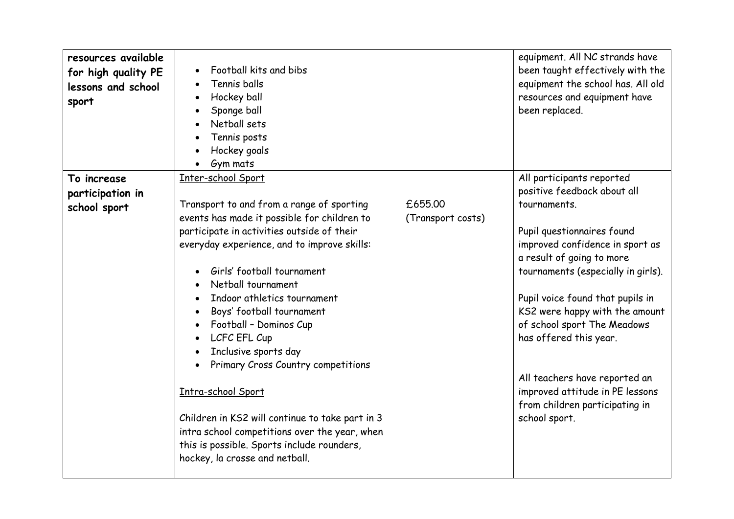| | | | |
|---|---|---|---|
| **resources available for high quality PE lessons and school sport** | • Football kits and bibs<br>• Tennis balls<br>• Hockey ball<br>• Sponge ball<br>• Netball sets<br>• Tennis posts<br>• Hockey goals<br>• Gym mats | | equipment. All NC strands have been taught effectively with the equipment the school has. All old resources and equipment have been replaced. |
| **To increase participation in school sport** | <u>Inter-school Sport</u><br><br>Transport to and from a range of sporting events has made it possible for children to participate in activities outside of their everyday experience, and to improve skills:<br><br>• Girls' football tournament<br>• Netball tournament<br>• Indoor athletics tournament<br>• Boys' football tournament<br>• Football – Dominos Cup<br>• LCFC EFL Cup<br>• Inclusive sports day<br>• Primary Cross Country competitions<br><br><u>Intra-school Sport</u><br><br>Children in KS2 will continue to take part in 3 intra school competitions over the year, when this is possible. Sports include rounders, hockey, la crosse and netball. | £655.00 (Transport costs) | All participants reported positive feedback about all tournaments.<br><br>Pupil questionnaires found improved confidence in sport as a result of going to more tournaments (especially in girls).<br><br>Pupil voice found that pupils in KS2 were happy with the amount of school sport The Meadows has offered this year.<br><br>All teachers have reported an improved attitude in PE lessons from children participating in school sport. |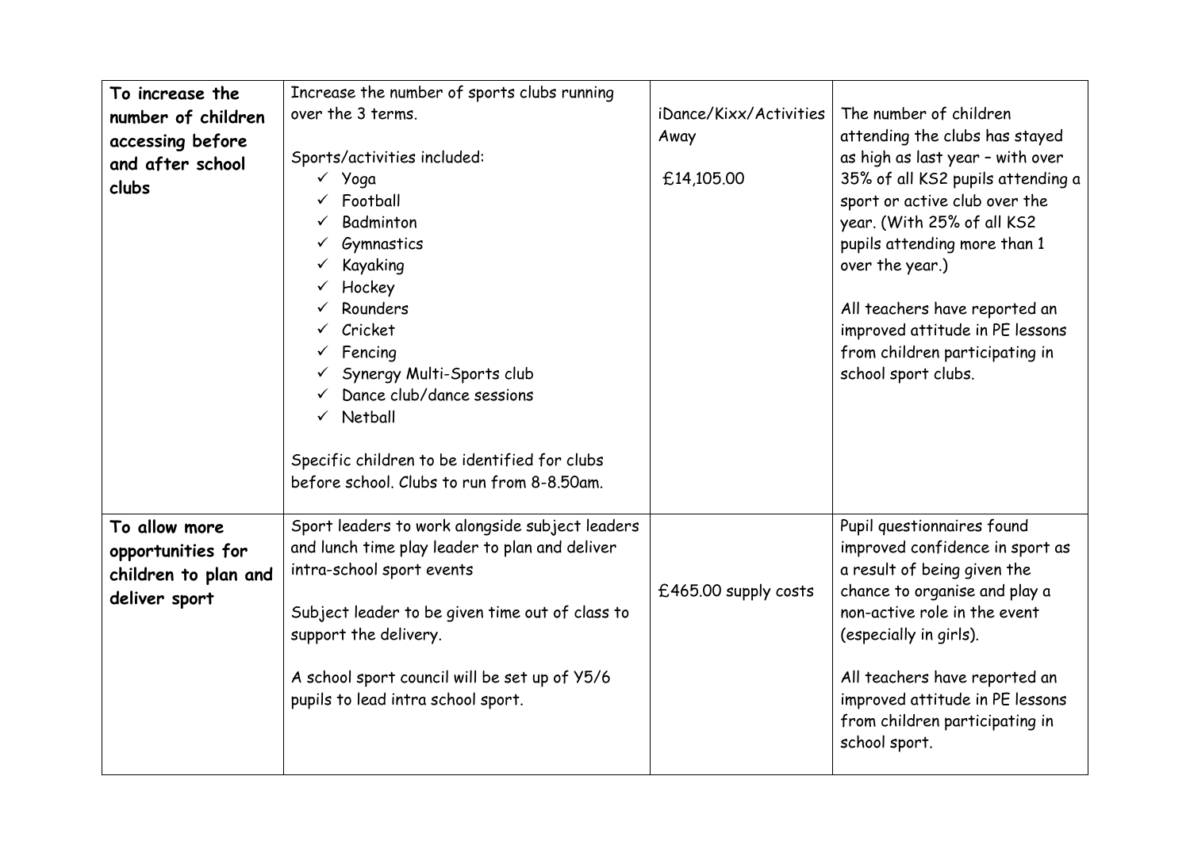| To increase the number of children accessing before and after school clubs | Increase the number of sports clubs running over the 3 terms.<br><br>Sports/activities included:<br>✓ Yoga<br>✓ Football<br>✓ Badminton<br>✓ Gymnastics<br>✓ Kayaking<br>✓ Hockey<br>✓ Rounders<br>✓ Cricket<br>✓ Fencing<br>✓ Synergy Multi-Sports club<br>✓ Dance club/dance sessions<br>✓ Netball<br><br>Specific children to be identified for clubs before school. Clubs to run from 8-8.50am. | iDance/Kixx/Activities Away<br><br>£14,105.00 | The number of children attending the clubs has stayed as high as last year – with over 35% of all KS2 pupils attending a sport or active club over the year. (With 25% of all KS2 pupils attending more than 1 over the year.)<br><br>All teachers have reported an improved attitude in PE lessons from children participating in school sport clubs. |
|---|---|---|---|
| **To allow more opportunities for children to plan and deliver sport** | Sport leaders to work alongside subject leaders and lunch time play leader to plan and deliver intra-school sport events<br><br>Subject leader to be given time out of class to support the delivery.<br><br>A school sport council will be set up of Y5/6 pupils to lead intra school sport. | £465.00 supply costs | Pupil questionnaires found improved confidence in sport as a result of being given the chance to organise and play a non-active role in the event (especially in girls).<br><br>All teachers have reported an improved attitude in PE lessons from children participating in school sport. |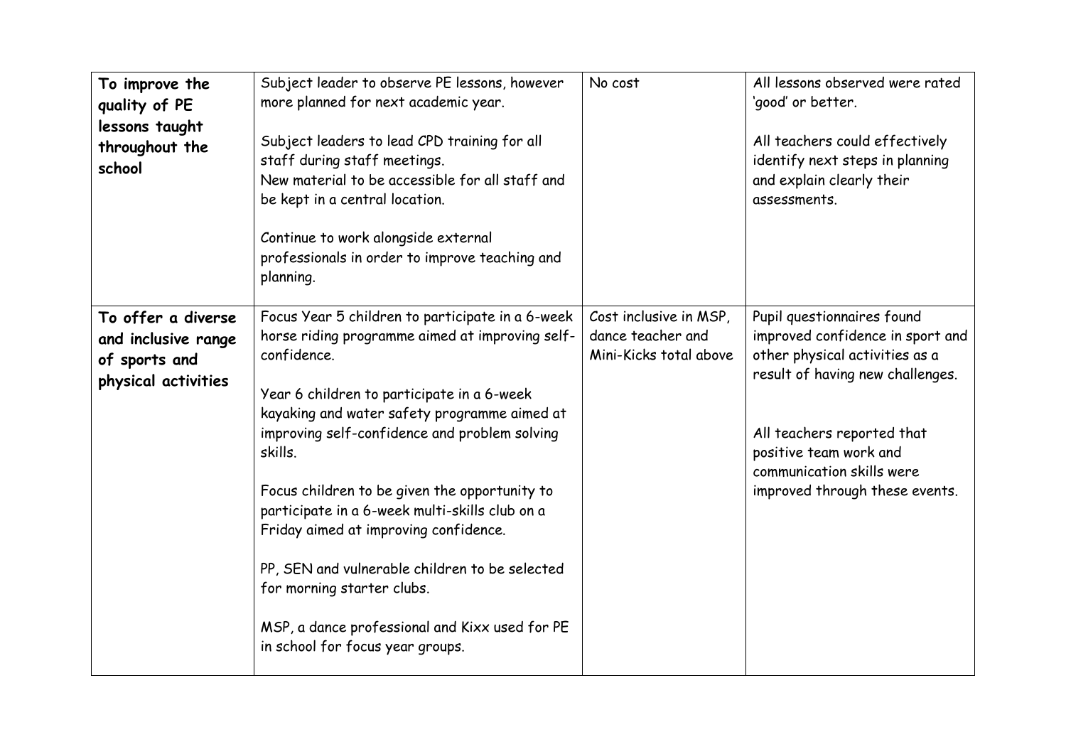| **To improve the quality of PE lessons taught throughout the school** | Subject leader to observe PE lessons, however more planned for next academic year.<br><br>Subject leaders to lead CPD training for all staff during staff meetings.<br>New material to be accessible for all staff and be kept in a central location.<br><br>Continue to work alongside external professionals in order to improve teaching and planning. | No cost | All lessons observed were rated 'good' or better.<br><br>All teachers could effectively identify next steps in planning and explain clearly their assessments. |
|---|---|---|---|
| **To offer a diverse and inclusive range of sports and physical activities** | Focus Year 5 children to participate in a 6-week horse riding programme aimed at improving self-confidence.<br><br>Year 6 children to participate in a 6-week kayaking and water safety programme aimed at improving self-confidence and problem solving skills.<br><br>Focus children to be given the opportunity to participate in a 6-week multi-skills club on a Friday aimed at improving confidence.<br><br>PP, SEN and vulnerable children to be selected for morning starter clubs.<br><br>MSP, a dance professional and Kixx used for PE in school for focus year groups. | Cost inclusive in MSP, dance teacher and Mini-Kicks total above | Pupil questionnaires found improved confidence in sport and other physical activities as a result of having new challenges.<br><br>All teachers reported that positive team work and communication skills were improved through these events. |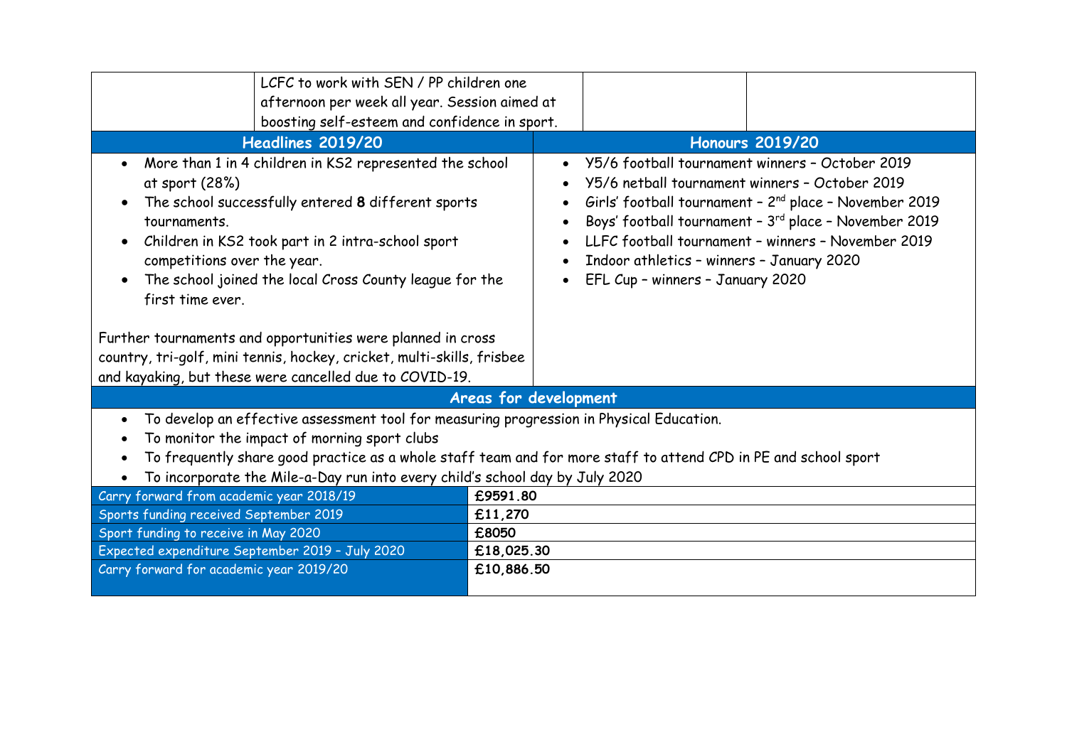| | | | |
|---|---|---|---|
| | LCFC to work with SEN / PP children one afternoon per week all year. Session aimed at boosting self-esteem and confidence in sport. | | |

| Headlines 2019/20 | Honours 2019/20 |
|---|---|
| • More than 1 in 4 children in KS2 represented the school at sport (28%)<br>• The school successfully entered **8** different sports tournaments.<br>• Children in KS2 took part in 2 intra-school sport competitions over the year.<br>• The school joined the local Cross County league for the first time ever.<br><br>Further tournaments and opportunities were planned in cross country, tri-golf, mini tennis, hockey, cricket, multi-skills, frisbee and kayaking, but these were cancelled due to COVID-19. | • Y5/6 football tournament winners – October 2019<br>• Y5/6 netball tournament winners – October 2019<br>• Girls' football tournament – 2nd place – November 2019<br>• Boys' football tournament – 3rd place – November 2019<br>• LLFC football tournament – winners – November 2019<br>• Indoor athletics – winners – January 2020<br>• EFL Cup – winners – January 2020 |

**Areas for development**

- To develop an effective assessment tool for measuring progression in Physical Education.
- To monitor the impact of morning sport clubs
- To frequently share good practice as a whole staff team and for more staff to attend CPD in PE and school sport
- To incorporate the Mile-a-Day run into every child's school day by July 2020

| | |
|---|---|
| Carry forward from academic year 2018/19 | **£9591.80** |
| Sports funding received September 2019 | **£11,270** |
| Sport funding to receive in May 2020 | **£8050** |
| Expected expenditure September 2019 – July 2020 | **£18,025.30** |
| Carry forward for academic year 2019/20 | **£10,886.50** |